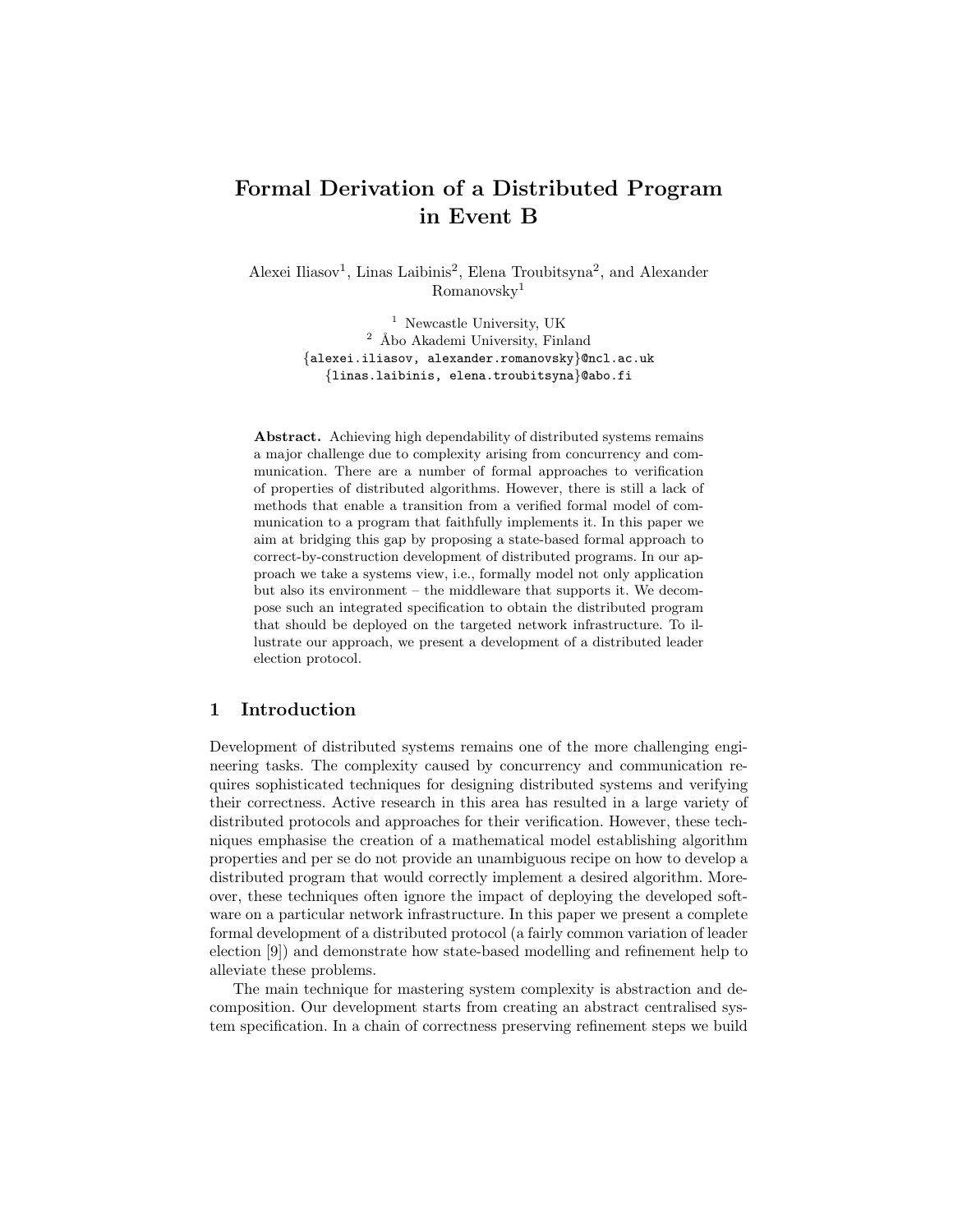# Formal Derivation of a Distributed Program in Event B

Alexei Iliasov[1], Linas Laibinis[2], Elena Troubitsyna[2], and Alexander Romanovsky[1]

[1] Newcastle University, UK
[2] Åbo Akademi University, Finland
{alexei.iliasov, alexander.romanovsky}@ncl.ac.uk
{linas.laibinis, elena.troubitsyna}@abo.fi

**Abstract.** Achieving high dependability of distributed systems remains a major challenge due to complexity arising from concurrency and communication. There are a number of formal approaches to verification of properties of distributed algorithms. However, there is still a lack of methods that enable a transition from a verified formal model of communication to a program that faithfully implements it. In this paper we aim at bridging this gap by proposing a state-based formal approach to correct-by-construction development of distributed programs. In our approach we take a systems view, i.e., formally model not only application but also its environment – the middleware that supports it. We decompose such an integrated specification to obtain the distributed program that should be deployed on the targeted network infrastructure. To illustrate our approach, we present a development of a distributed leader election protocol.

## 1 Introduction

Development of distributed systems remains one of the more challenging engineering tasks. The complexity caused by concurrency and communication requires sophisticated techniques for designing distributed systems and verifying their correctness. Active research in this area has resulted in a large variety of distributed protocols and approaches for their verification. However, these techniques emphasise the creation of a mathematical model establishing algorithm properties and per se do not provide an unambiguous recipe on how to develop a distributed program that would correctly implement a desired algorithm. Moreover, these techniques often ignore the impact of deploying the developed software on a particular network infrastructure. In this paper we present a complete formal development of a distributed protocol (a fairly common variation of leader election [9]) and demonstrate how state-based modelling and refinement help to alleviate these problems.

The main technique for mastering system complexity is abstraction and decomposition. Our development starts from creating an abstract centralised system specification. In a chain of correctness preserving refinement steps we build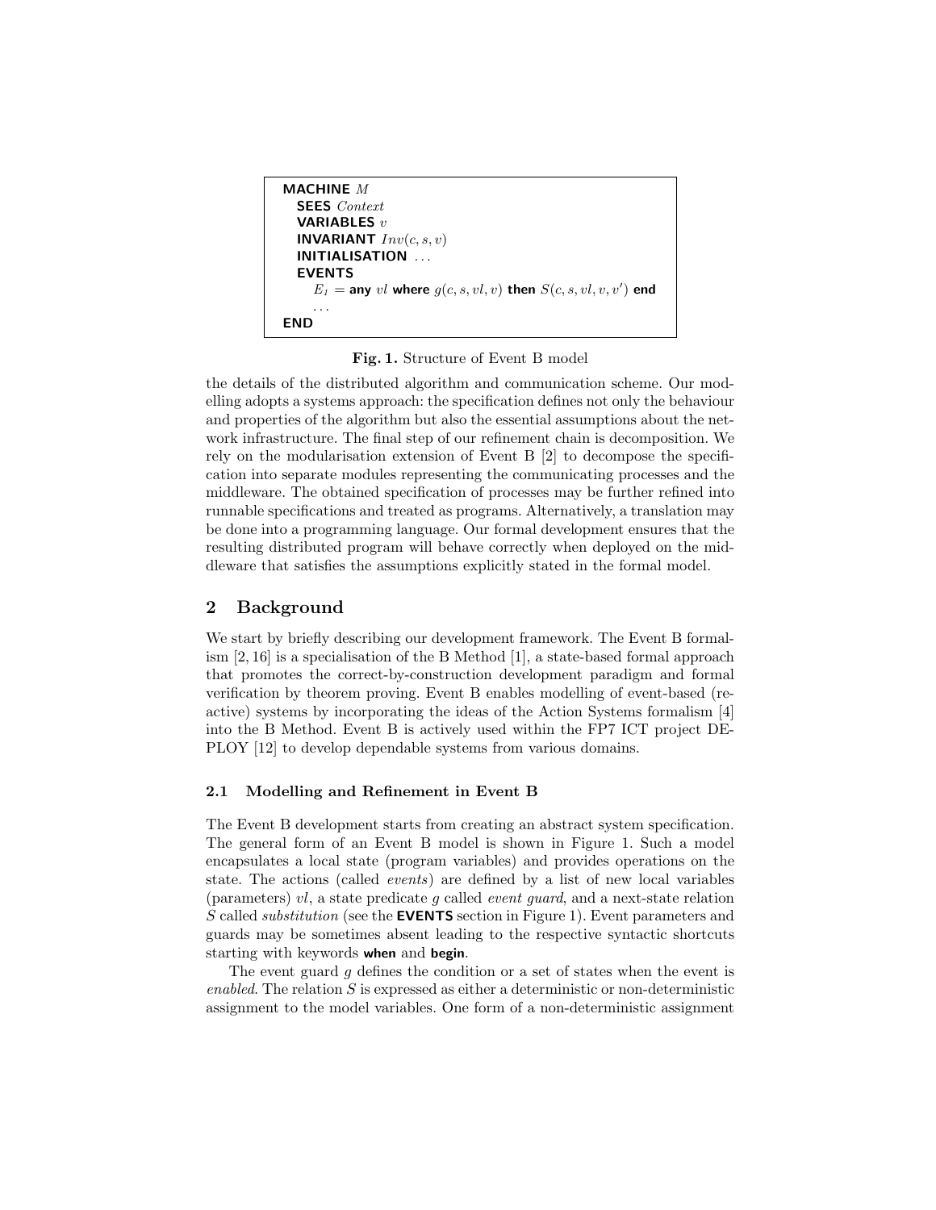```
MACHINE M
  SEES Context
  VARIABLES v
  INVARIANT Inv(c, s, v)
  INITIALISATION ...
  EVENTS
    E_1 = any vl where g(c, s, vl, v) then S(c, s, vl, v, v') end
    ...
END
```

**Fig. 1.** Structure of Event B model

the details of the distributed algorithm and communication scheme. Our modelling adopts a systems approach: the specification defines not only the behaviour and properties of the algorithm but also the essential assumptions about the network infrastructure. The final step of our refinement chain is decomposition. We rely on the modularisation extension of Event B [2] to decompose the specification into separate modules representing the communicating processes and the middleware. The obtained specification of processes may be further refined into runnable specifications and treated as programs. Alternatively, a translation may be done into a programming language. Our formal development ensures that the resulting distributed program will behave correctly when deployed on the middleware that satisfies the assumptions explicitly stated in the formal model.

## 2 Background

We start by briefly describing our development framework. The Event B formalism [2, 16] is a specialisation of the B Method [1], a state-based formal approach that promotes the correct-by-construction development paradigm and formal verification by theorem proving. Event B enables modelling of event-based (reactive) systems by incorporating the ideas of the Action Systems formalism [4] into the B Method. Event B is actively used within the FP7 ICT project DEPLOY [12] to develop dependable systems from various domains.

### 2.1 Modelling and Refinement in Event B

The Event B development starts from creating an abstract system specification. The general form of an Event B model is shown in Figure 1. Such a model encapsulates a local state (program variables) and provides operations on the state. The actions (called *events*) are defined by a list of new local variables (parameters) $vl$, a state predicate $g$ called *event guard*, and a next-state relation $S$ called *substitution* (see the **EVENTS** section in Figure 1). Event parameters and guards may be sometimes absent leading to the respective syntactic shortcuts starting with keywords **when** and **begin**.

The event guard $g$ defines the condition or a set of states when the event is *enabled*. The relation $S$ is expressed as either a deterministic or non-deterministic assignment to the model variables. One form of a non-deterministic assignment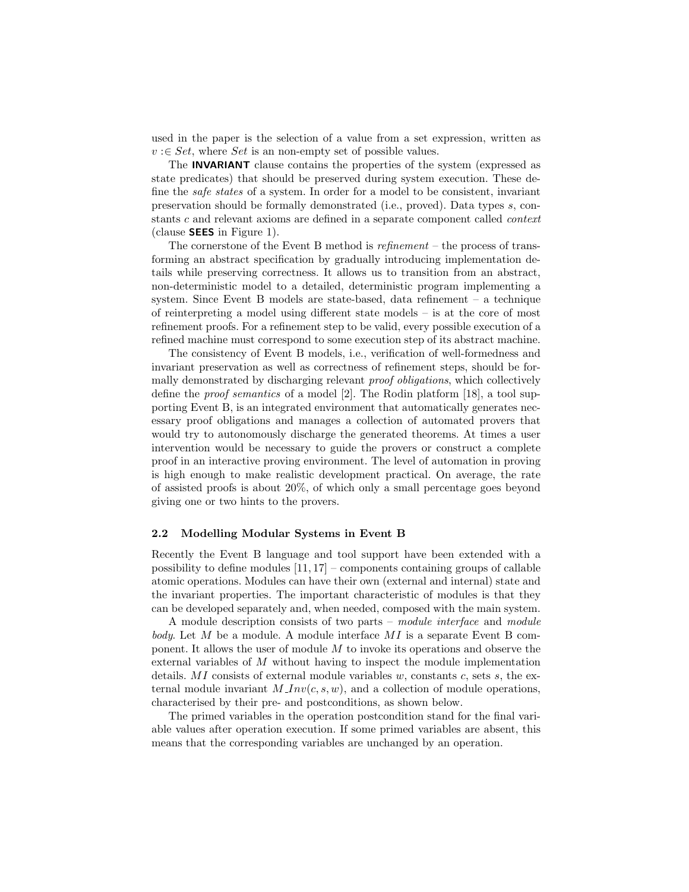used in the paper is the selection of a value from a set expression, written as $v :\in Set$, where $Set$ is an non-empty set of possible values.

The **INVARIANT** clause contains the properties of the system (expressed as state predicates) that should be preserved during system execution. These define the *safe states* of a system. In order for a model to be consistent, invariant preservation should be formally demonstrated (i.e., proved). Data types $s$, constants $c$ and relevant axioms are defined in a separate component called *context* (clause **SEES** in Figure 1).

The cornerstone of the Event B method is *refinement* – the process of transforming an abstract specification by gradually introducing implementation details while preserving correctness. It allows us to transition from an abstract, non-deterministic model to a detailed, deterministic program implementing a system. Since Event B models are state-based, data refinement – a technique of reinterpreting a model using different state models – is at the core of most refinement proofs. For a refinement step to be valid, every possible execution of a refined machine must correspond to some execution step of its abstract machine.

The consistency of Event B models, i.e., verification of well-formedness and invariant preservation as well as correctness of refinement steps, should be formally demonstrated by discharging relevant *proof obligations*, which collectively define the *proof semantics* of a model [2]. The Rodin platform [18], a tool supporting Event B, is an integrated environment that automatically generates necessary proof obligations and manages a collection of automated provers that would try to autonomously discharge the generated theorems. At times a user intervention would be necessary to guide the provers or construct a complete proof in an interactive proving environment. The level of automation in proving is high enough to make realistic development practical. On average, the rate of assisted proofs is about 20%, of which only a small percentage goes beyond giving one or two hints to the provers.

### 2.2 Modelling Modular Systems in Event B

Recently the Event B language and tool support have been extended with a possibility to define modules [11, 17] – components containing groups of callable atomic operations. Modules can have their own (external and internal) state and the invariant properties. The important characteristic of modules is that they can be developed separately and, when needed, composed with the main system.

A module description consists of two parts – *module interface* and *module body*. Let $M$ be a module. A module interface $MI$ is a separate Event B component. It allows the user of module $M$ to invoke its operations and observe the external variables of $M$ without having to inspect the module implementation details. $MI$ consists of external module variables $w$, constants $c$, sets $s$, the external module invariant $M\_Inv(c, s, w)$, and a collection of module operations, characterised by their pre- and postconditions, as shown below.

The primed variables in the operation postcondition stand for the final variable values after operation execution. If some primed variables are absent, this means that the corresponding variables are unchanged by an operation.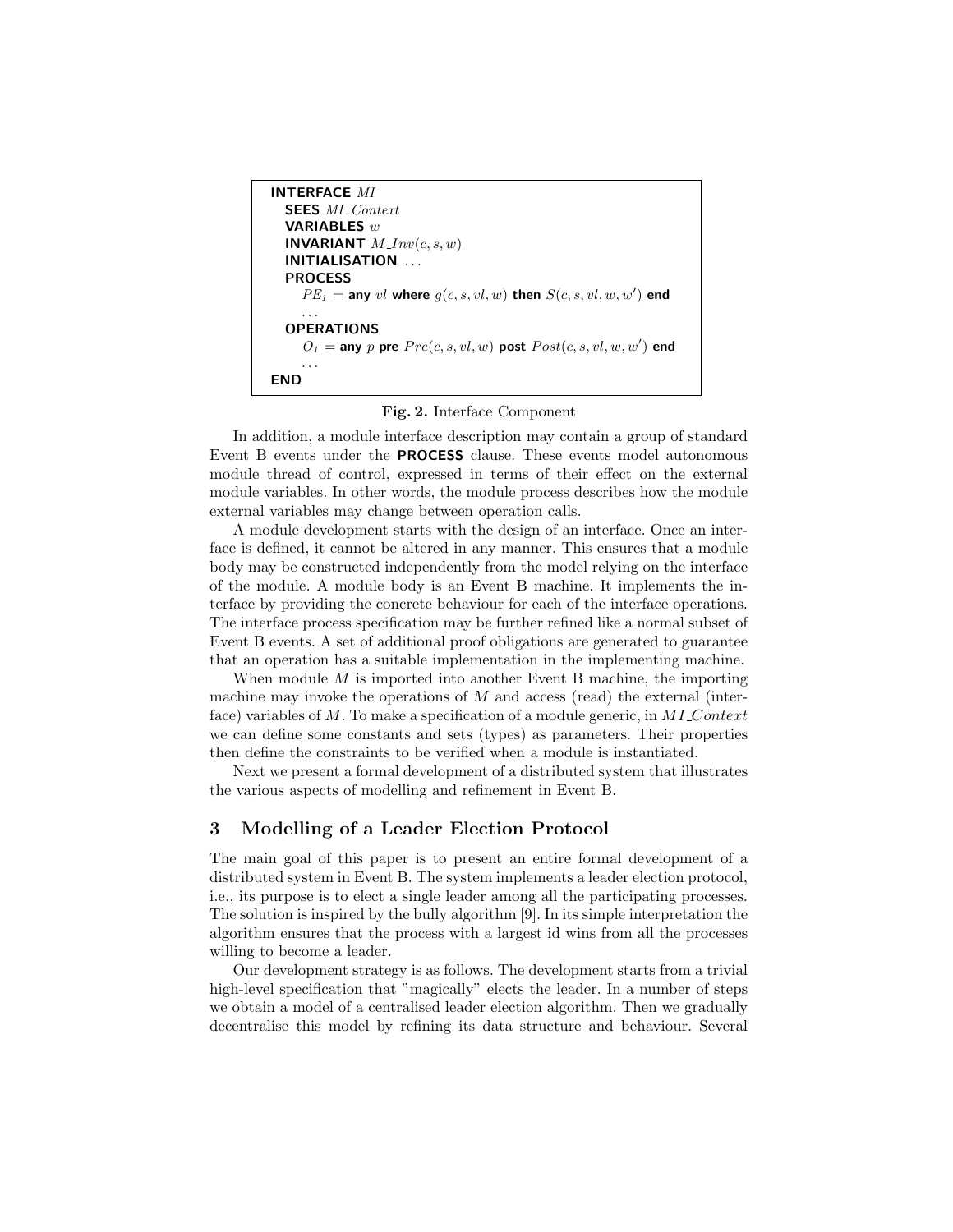```
INTERFACE MI
  SEES MI_Context
  VARIABLES w
  INVARIANT M_Inv(c, s, w)
  INITIALISATION ...
  PROCESS
    PE1 = any vl where g(c, s, vl, w) then S(c, s, vl, w, w') end
    ...
  OPERATIONS
    O1 = any p pre Pre(c, s, vl, w) post Post(c, s, vl, w, w') end
    ...
END
```

**Fig. 2.** Interface Component

In addition, a module interface description may contain a group of standard Event B events under the **PROCESS** clause. These events model autonomous module thread of control, expressed in terms of their effect on the external module variables. In other words, the module process describes how the module external variables may change between operation calls.

A module development starts with the design of an interface. Once an interface is defined, it cannot be altered in any manner. This ensures that a module body may be constructed independently from the model relying on the interface of the module. A module body is an Event B machine. It implements the interface by providing the concrete behaviour for each of the interface operations. The interface process specification may be further refined like a normal subset of Event B events. A set of additional proof obligations are generated to guarantee that an operation has a suitable implementation in the implementing machine.

When module $M$ is imported into another Event B machine, the importing machine may invoke the operations of $M$ and access (read) the external (interface) variables of $M$. To make a specification of a module generic, in $MI\_Context$ we can define some constants and sets (types) as parameters. Their properties then define the constraints to be verified when a module is instantiated.

Next we present a formal development of a distributed system that illustrates the various aspects of modelling and refinement in Event B.

## 3 Modelling of a Leader Election Protocol

The main goal of this paper is to present an entire formal development of a distributed system in Event B. The system implements a leader election protocol, i.e., its purpose is to elect a single leader among all the participating processes. The solution is inspired by the bully algorithm [9]. In its simple interpretation the algorithm ensures that the process with a largest id wins from all the processes willing to become a leader.

Our development strategy is as follows. The development starts from a trivial high-level specification that "magically" elects the leader. In a number of steps we obtain a model of a centralised leader election algorithm. Then we gradually decentralise this model by refining its data structure and behaviour. Several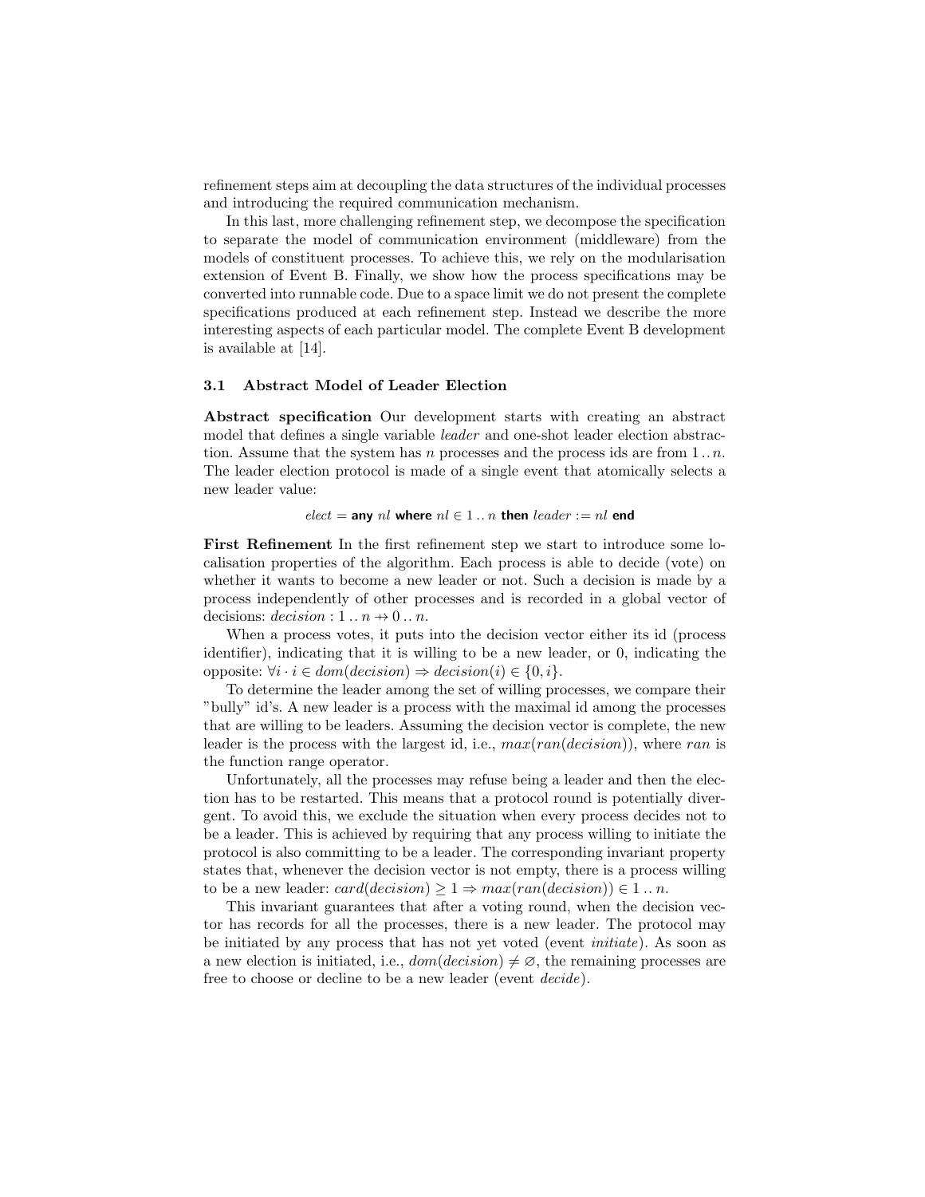refinement steps aim at decoupling the data structures of the individual processes and introducing the required communication mechanism.

In this last, more challenging refinement step, we decompose the specification to separate the model of communication environment (middleware) from the models of constituent processes. To achieve this, we rely on the modularisation extension of Event B. Finally, we show how the process specifications may be converted into runnable code. Due to a space limit we do not present the complete specifications produced at each refinement step. Instead we describe the more interesting aspects of each particular model. The complete Event B development is available at [14].

### 3.1 Abstract Model of Leader Election

**Abstract specification** Our development starts with creating an abstract model that defines a single variable *leader* and one-shot leader election abstraction. Assume that the system has $n$ processes and the process ids are from $1\,..\,n$. The leader election protocol is made of a single event that atomically selects a new leader value:

$$elect = \textbf{any } nl \textbf{ where } nl \in 1\,..\,n \textbf{ then } leader := nl \textbf{ end}$$

**First Refinement** In the first refinement step we start to introduce some localisation properties of the algorithm. Each process is able to decide (vote) on whether it wants to become a new leader or not. Such a decision is made by a process independently of other processes and is recorded in a global vector of decisions: $decision : 1\,..\,n \rightarrow\!\!\!\!\!+ \; 0\,..\,n$.

When a process votes, it puts into the decision vector either its id (process identifier), indicating that it is willing to be a new leader, or 0, indicating the opposite: $\forall i \cdot i \in dom(decision) \Rightarrow decision(i) \in \{0, i\}$.

To determine the leader among the set of willing processes, we compare their "bully" id's. A new leader is a process with the maximal id among the processes that are willing to be leaders. Assuming the decision vector is complete, the new leader is the process with the largest id, i.e., $max(ran(decision))$, where $ran$ is the function range operator.

Unfortunately, all the processes may refuse being a leader and then the election has to be restarted. This means that a protocol round is potentially divergent. To avoid this, we exclude the situation when every process decides not to be a leader. This is achieved by requiring that any process willing to initiate the protocol is also committing to be a leader. The corresponding invariant property states that, whenever the decision vector is not empty, there is a process willing to be a new leader: $card(decision) \geq 1 \Rightarrow max(ran(decision)) \in 1\,..\,n$.

This invariant guarantees that after a voting round, when the decision vector has records for all the processes, there is a new leader. The protocol may be initiated by any process that has not yet voted (event *initiate*). As soon as a new election is initiated, i.e., $dom(decision) \neq \varnothing$, the remaining processes are free to choose or decline to be a new leader (event *decide*).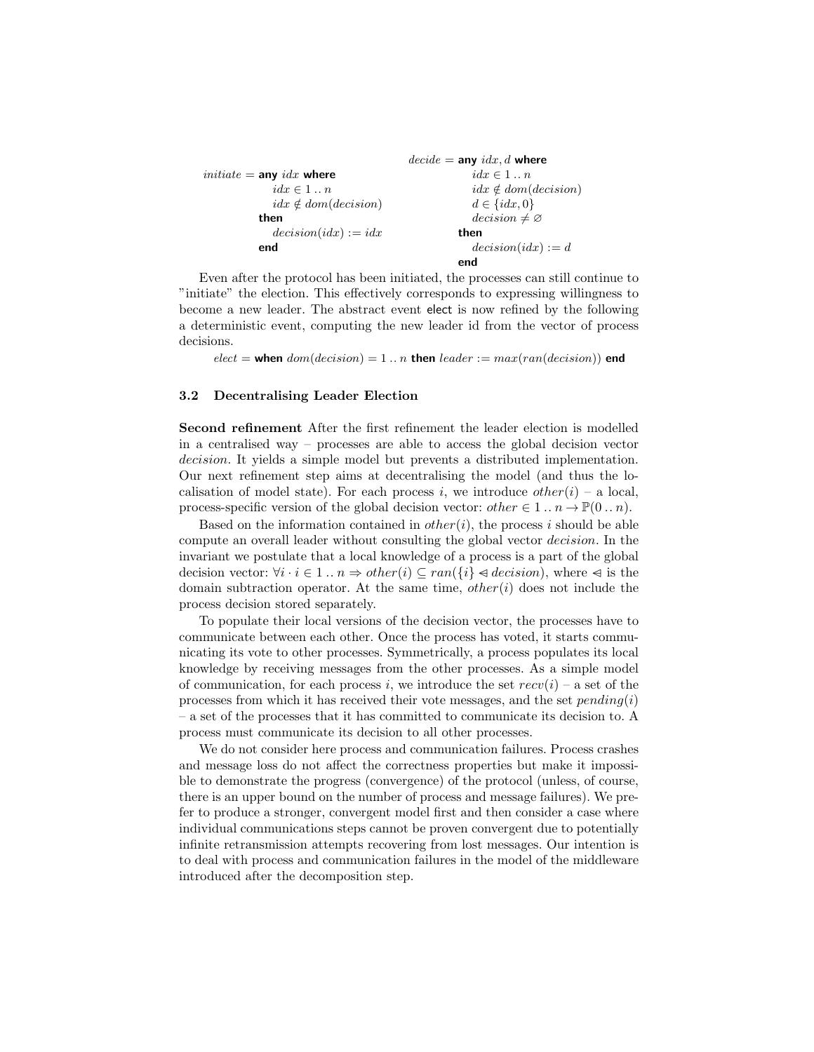$$
\begin{array}{l}
initiate = \textbf{any}\ idx\ \textbf{where} \\
\qquad idx \in 1 \,..\, n \\
\qquad idx \notin dom(decision) \\
\quad \textbf{then} \\
\qquad decision(idx) := idx \\
\quad \textbf{end}
\end{array}
\qquad
\begin{array}{l}
decide = \textbf{any}\ idx, d\ \textbf{where} \\
\qquad idx \in 1 \,..\, n \\
\qquad idx \notin dom(decision) \\
\qquad d \in \{idx, 0\} \\
\qquad decision \neq \varnothing \\
\quad \textbf{then} \\
\qquad decision(idx) := d \\
\quad \textbf{end}
\end{array}
$$

Even after the protocol has been initiated, the processes can still continue to "initiate" the election. This effectively corresponds to expressing willingness to become a new leader. The abstract event elect is now refined by the following a deterministic event, computing the new leader id from the vector of process decisions.

$$elect = \textbf{when}\ dom(decision) = 1 \,..\, n\ \textbf{then}\ leader := max(ran(decision))\ \textbf{end}$$

### 3.2 Decentralising Leader Election

**Second refinement** After the first refinement the leader election is modelled in a centralised way – processes are able to access the global decision vector *decision*. It yields a simple model but prevents a distributed implementation. Our next refinement step aims at decentralising the model (and thus the localisation of model state). For each process $i$, we introduce $other(i)$ – a local, process-specific version of the global decision vector: $other \in 1 \,..\, n \rightarrow \mathbb{P}(0 \,..\, n)$.

Based on the information contained in $other(i)$, the process $i$ should be able compute an overall leader without consulting the global vector *decision*. In the invariant we postulate that a local knowledge of a process is a part of the global decision vector: $\forall i \cdot i \in 1 \,..\, n \Rightarrow other(i) \subseteq ran(\{i\} \lhd\!\!\!- decision)$, where $\lhd\!\!\!-$ is the domain subtraction operator. At the same time, $other(i)$ does not include the process decision stored separately.

To populate their local versions of the decision vector, the processes have to communicate between each other. Once the process has voted, it starts communicating its vote to other processes. Symmetrically, a process populates its local knowledge by receiving messages from the other processes. As a simple model of communication, for each process $i$, we introduce the set $recv(i)$ – a set of the processes from which it has received their vote messages, and the set $pending(i)$ – a set of the processes that it has committed to communicate its decision to. A process must communicate its decision to all other processes.

We do not consider here process and communication failures. Process crashes and message loss do not affect the correctness properties but make it impossible to demonstrate the progress (convergence) of the protocol (unless, of course, there is an upper bound on the number of process and message failures). We prefer to produce a stronger, convergent model first and then consider a case where individual communications steps cannot be proven convergent due to potentially infinite retransmission attempts recovering from lost messages. Our intention is to deal with process and communication failures in the model of the middleware introduced after the decomposition step.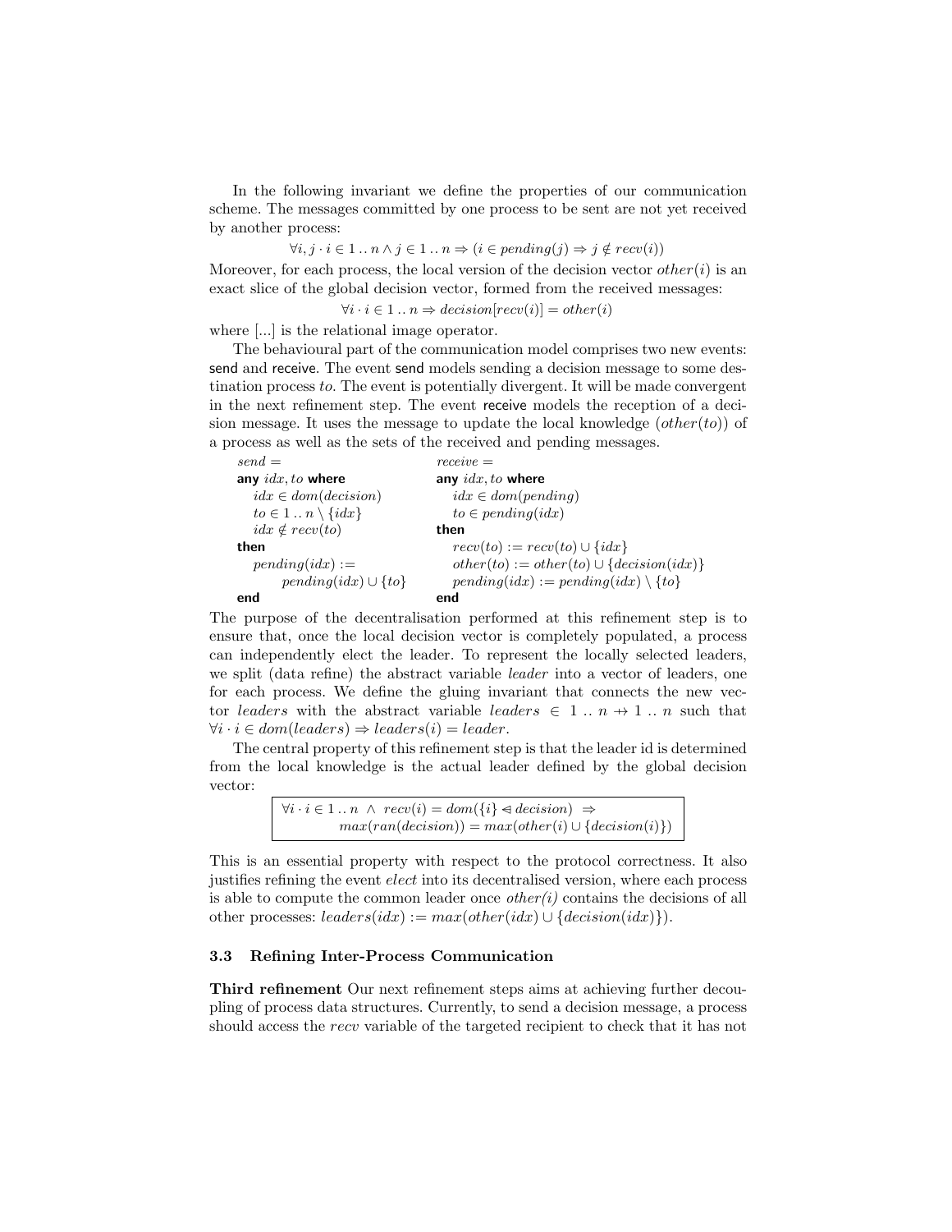In the following invariant we define the properties of our communication scheme. The messages committed by one process to be sent are not yet received by another process:

$$\forall i, j \cdot i \in 1 \mathinner{..} n \wedge j \in 1 \mathinner{..} n \Rightarrow (i \in pending(j) \Rightarrow j \notin recv(i))$$

Moreover, for each process, the local version of the decision vector $other(i)$ is an exact slice of the global decision vector, formed from the received messages:

$$\forall i \cdot i \in 1 \mathinner{..} n \Rightarrow decision[recv(i)] = other(i)$$

where [...] is the relational image operator.

The behavioural part of the communication model comprises two new events: send and receive. The event send models sending a decision message to some destination process *to*. The event is potentially divergent. It will be made convergent in the next refinement step. The event receive models the reception of a decision message. It uses the message to update the local knowledge ($other(to)$) of a process as well as the sets of the received and pending messages.

```
send =
any idx, to where
   idx ∈ dom(decision)
   to ∈ 1 .. n \ {idx}
   idx ∉ recv(to)
then
   pending(idx) :=
        pending(idx) ∪ {to}
end
```

```
receive =
any idx, to where
   idx ∈ dom(pending)
   to ∈ pending(idx)
then
   recv(to) := recv(to) ∪ {idx}
   other(to) := other(to) ∪ {decision(idx)}
   pending(idx) := pending(idx) \ {to}
end
```

The purpose of the decentralisation performed at this refinement step is to ensure that, once the local decision vector is completely populated, a process can independently elect the leader. To represent the locally selected leaders, we split (data refine) the abstract variable *leader* into a vector of leaders, one for each process. We define the gluing invariant that connects the new vector *leaders* with the abstract variable $leaders \in 1 \mathinner{..} n \nrightarrow 1 \mathinner{..} n$ such that $\forall i \cdot i \in dom(leaders) \Rightarrow leaders(i) = leader$.

The central property of this refinement step is that the leader id is determined from the local knowledge is the actual leader defined by the global decision vector:

$$\boxed{\begin{array}{l}\forall i \cdot i \in 1 \mathinner{..} n \ \wedge \ recv(i) = dom(\{i\} \lhd decision) \ \Rightarrow \\ \qquad max(ran(decision)) = max(other(i) \cup \{decision(i)\})\end{array}}$$

This is an essential property with respect to the protocol correctness. It also justifies refining the event *elect* into its decentralised version, where each process is able to compute the common leader once *other(i)* contains the decisions of all other processes: $leaders(idx) := max(other(idx) \cup \{decision(idx)\})$.

### 3.3 Refining Inter-Process Communication

**Third refinement** Our next refinement steps aims at achieving further decoupling of process data structures. Currently, to send a decision message, a process should access the *recv* variable of the targeted recipient to check that it has not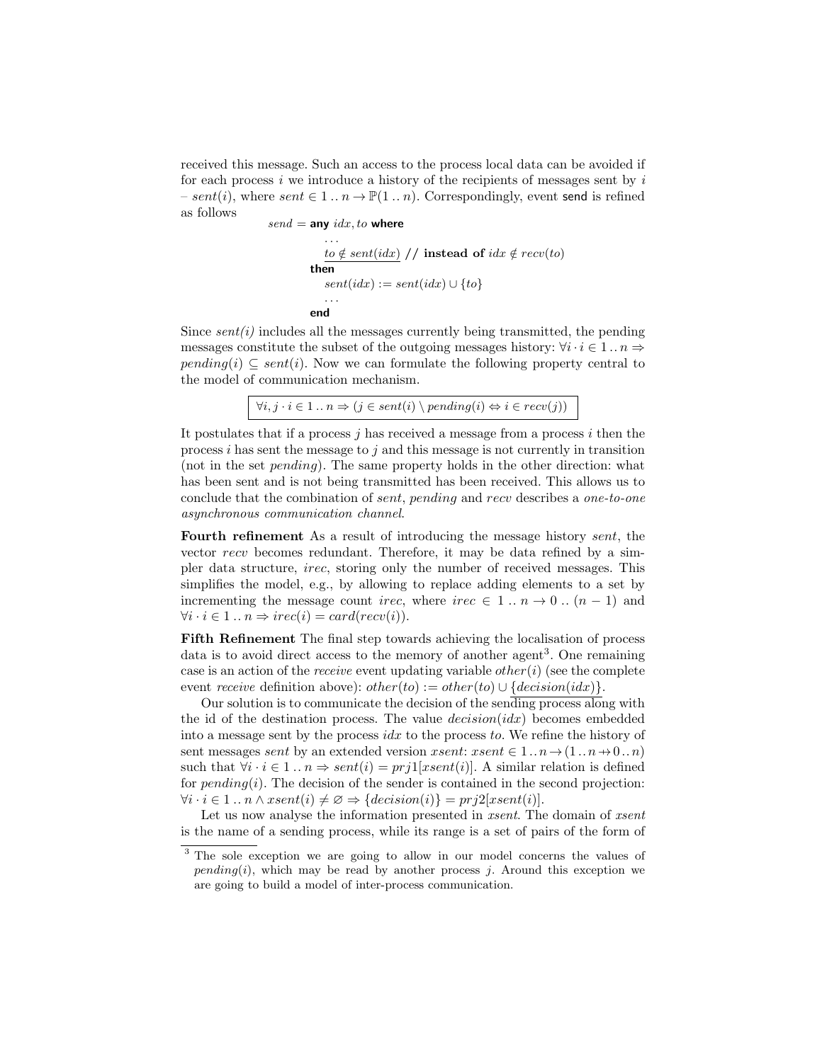received this message. Such an access to the process local data can be avoided if for each process $i$ we introduce a history of the recipients of messages sent by $i$ – $sent(i)$, where $sent \in 1 \,..\, n \rightarrow \mathbb{P}(1 \,..\, n)$. Correspondingly, event send is refined as follows

$$
\begin{array}{l}
send = \textbf{any}\ idx, to\ \textbf{where} \\
\quad \ldots \\
\quad \underline{to \notin sent(idx)}\ \text{// } \textbf{instead of}\ idx \notin recv(to) \\
\textbf{then} \\
\quad sent(idx) := sent(idx) \cup \{to\} \\
\quad \ldots \\
\textbf{end}
\end{array}
$$

Since *sent(i)* includes all the messages currently being transmitted, the pending messages constitute the subset of the outgoing messages history: $\forall i \cdot i \in 1 \,..\, n \Rightarrow pending(i) \subseteq sent(i)$. Now we can formulate the following property central to the model of communication mechanism.

$$
\boxed{\forall i, j \cdot i \in 1 \,..\, n \Rightarrow (j \in sent(i) \setminus pending(i) \Leftrightarrow i \in recv(j))}
$$

It postulates that if a process $j$ has received a message from a process $i$ then the process $i$ has sent the message to $j$ and this message is not currently in transition (not in the set *pending*). The same property holds in the other direction: what has been sent and is not being transmitted has been received. This allows us to conclude that the combination of *sent*, *pending* and *recv* describes a *one-to-one asynchronous communication channel*.

**Fourth refinement** As a result of introducing the message history *sent*, the vector *recv* becomes redundant. Therefore, it may be data refined by a simpler data structure, *irec*, storing only the number of received messages. This simplifies the model, e.g., by allowing to replace adding elements to a set by incrementing the message count *irec*, where $irec \in 1 \,..\, n \rightarrow 0 \,..\, (n-1)$ and $\forall i \cdot i \in 1 \,..\, n \Rightarrow irec(i) = card(recv(i))$.

**Fifth Refinement** The final step towards achieving the localisation of process data is to avoid direct access to the memory of another agent[3]. One remaining case is an action of the *receive* event updating variable $other(i)$ (see the complete event *receive* definition above): $other(to) := other(to) \cup \underline{\{decision(idx)\}}$.

Our solution is to communicate the decision of the sending process along with the id of the destination process. The value $decision(idx)$ becomes embedded into a message sent by the process $idx$ to the process $to$. We refine the history of sent messages *sent* by an extended version *xsent*: $xsent \in 1 \,..\, n \rightarrow (1 \,..\, n \nrightarrow 0 \,..\, n)$ such that $\forall i \cdot i \in 1 \,..\, n \Rightarrow sent(i) = prj1[xsent(i)]$. A similar relation is defined for $pending(i)$. The decision of the sender is contained in the second projection: $\forall i \cdot i \in 1 \,..\, n \land xsent(i) \neq \varnothing \Rightarrow \{decision(i)\} = prj2[xsent(i)]$.

Let us now analyse the information presented in *xsent*. The domain of *xsent* is the name of a sending process, while its range is a set of pairs of the form of

---

[3] The sole exception we are going to allow in our model concerns the values of $pending(i)$, which may be read by another process $j$. Around this exception we are going to build a model of inter-process communication.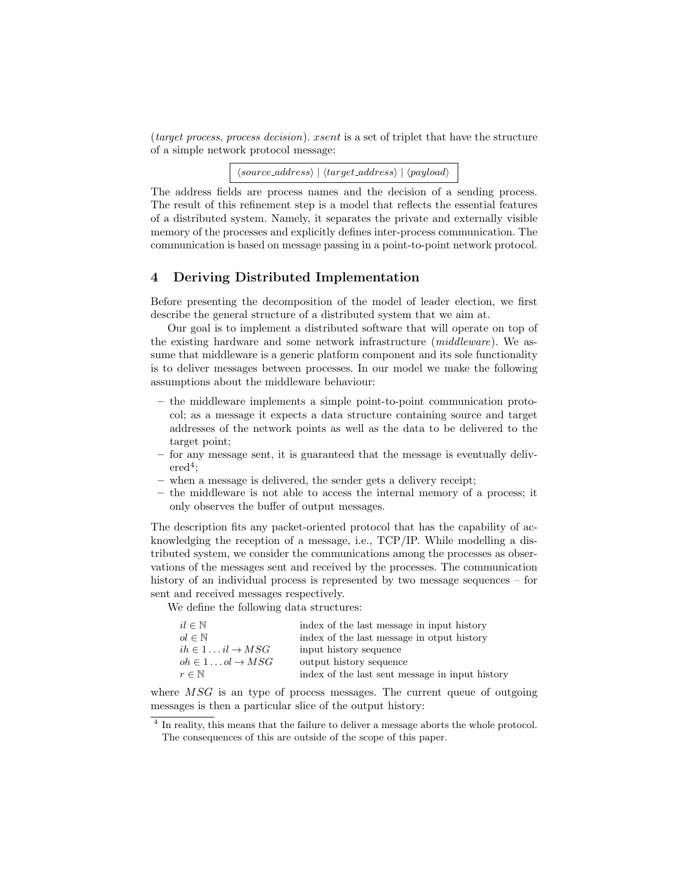(*target process*, *process decision*). *xsent* is a set of triplet that have the structure of a simple network protocol message:

$$\langle source\_address\rangle \mid \langle target\_address\rangle \mid \langle payload\rangle$$

The address fields are process names and the decision of a sending process. The result of this refinement step is a model that reflects the essential features of a distributed system. Namely, it separates the private and externally visible memory of the processes and explicitly defines inter-process communication. The communication is based on message passing in a point-to-point network protocol.

## 4 Deriving Distributed Implementation

Before presenting the decomposition of the model of leader election, we first describe the general structure of a distributed system that we aim at.

Our goal is to implement a distributed software that will operate on top of the existing hardware and some network infrastructure (*middleware*). We assume that middleware is a generic platform component and its sole functionality is to deliver messages between processes. In our model we make the following assumptions about the middleware behaviour:

- the middleware implements a simple point-to-point communication protocol; as a message it expects a data structure containing source and target addresses of the network points as well as the data to be delivered to the target point;
- for any message sent, it is guaranteed that the message is eventually delivered[4];
- when a message is delivered, the sender gets a delivery receipt;
- the middleware is not able to access the internal memory of a process; it only observes the buffer of output messages.

The description fits any packet-oriented protocol that has the capability of acknowledging the reception of a message, i.e., TCP/IP. While modelling a distributed system, we consider the communications among the processes as observations of the messages sent and received by the processes. The communication history of an individual process is represented by two message sequences – for sent and received messages respectively.

We define the following data structures:

| | |
|---|---|
| $il \in \mathbb{N}$ | index of the last message in input history |
| $ol \in \mathbb{N}$ | index of the last message in otput history |
| $ih \in 1 \ldots il \to MSG$ | input history sequence |
| $oh \in 1 \ldots ol \to MSG$ | output history sequence |
| $r \in \mathbb{N}$ | index of the last sent message in input history |

where $MSG$ is an type of process messages. The current queue of outgoing messages is then a particular slice of the output history:

[4] In reality, this means that the failure to deliver a message aborts the whole protocol. The consequences of this are outside of the scope of this paper.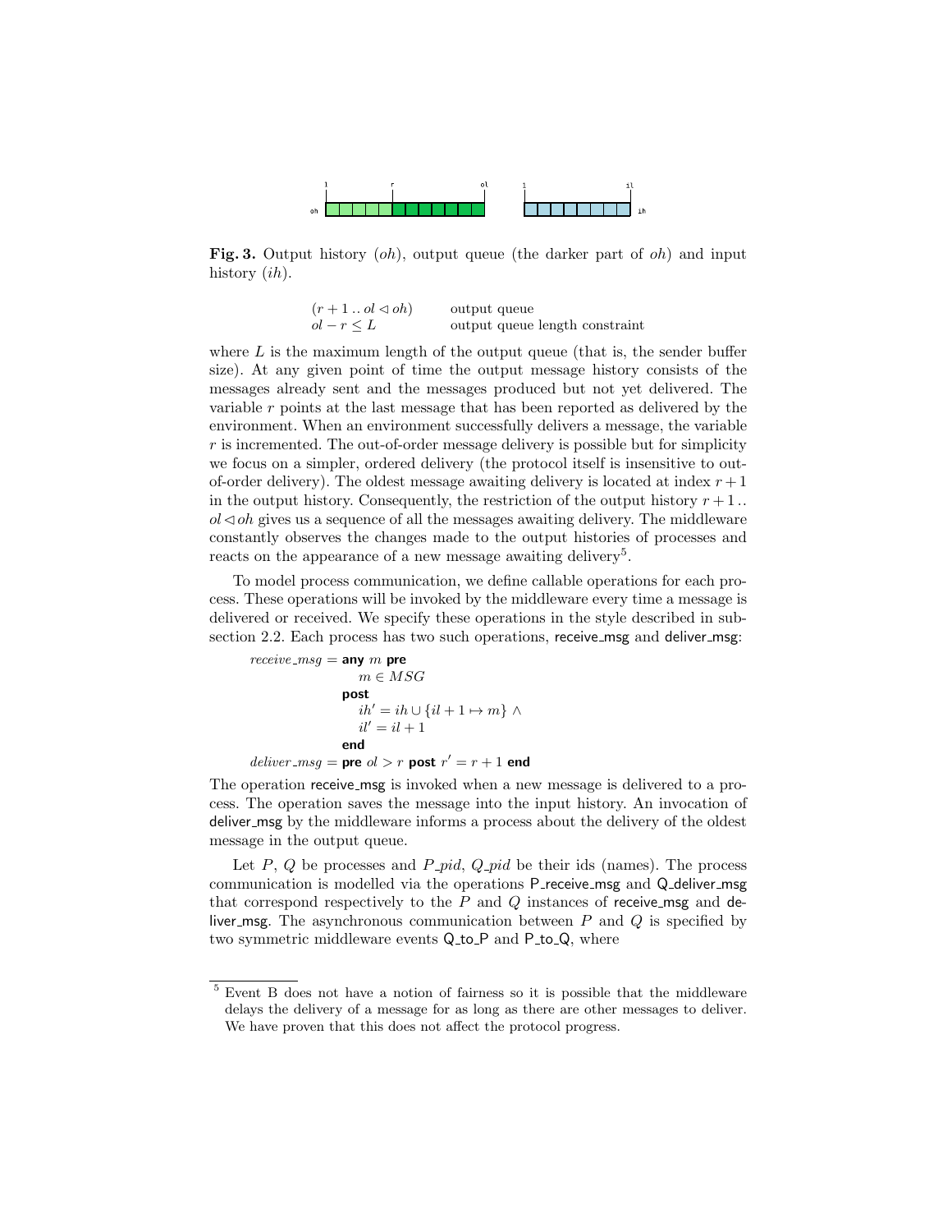Fig. 3. Output history ($oh$), output queue (the darker part of $oh$) and input history ($ih$).

$$
\begin{array}{ll}
(r+1\,..\,ol \lhd oh) & \text{output queue} \\
ol - r \leq L & \text{output queue length constraint}
\end{array}
$$

where $L$ is the maximum length of the output queue (that is, the sender buffer size). At any given point of time the output message history consists of the messages already sent and the messages produced but not yet delivered. The variable $r$ points at the last message that has been reported as delivered by the environment. When an environment successfully delivers a message, the variable $r$ is incremented. The out-of-order message delivery is possible but for simplicity we focus on a simpler, ordered delivery (the protocol itself is insensitive to out-of-order delivery). The oldest message awaiting delivery is located at index $r+1$ in the output history. Consequently, the restriction of the output history $r+1\,..\,ol \lhd oh$ gives us a sequence of all the messages awaiting delivery. The middleware constantly observes the changes made to the output histories of processes and reacts on the appearance of a new message awaiting delivery[5].

To model process communication, we define callable operations for each process. These operations will be invoked by the middleware every time a message is delivered or received. We specify these operations in the style described in subsection 2.2. Each process has two such operations, receive_msg and deliver_msg:

$$
\begin{array}{l}
receive\_msg = \textbf{any } m \textbf{ pre} \\
\qquad m \in MSG \\
\qquad \textbf{post} \\
\qquad ih' = ih \cup \{il+1 \mapsto m\} \, \land \\
\qquad il' = il + 1 \\
\qquad \textbf{end} \\
deliver\_msg = \textbf{pre } ol > r \textbf{ post } r' = r + 1 \textbf{ end}
\end{array}
$$

The operation receive_msg is invoked when a new message is delivered to a process. The operation saves the message into the input history. An invocation of deliver_msg by the middleware informs a process about the delivery of the oldest message in the output queue.

Let $P$, $Q$ be processes and $P\_pid$, $Q\_pid$ be their ids (names). The process communication is modelled via the operations P_receive_msg and Q_deliver_msg that correspond respectively to the $P$ and $Q$ instances of receive_msg and deliver_msg. The asynchronous communication between $P$ and $Q$ is specified by two symmetric middleware events Q_to_P and P_to_Q, where

[5] Event B does not have a notion of fairness so it is possible that the middleware delays the delivery of a message for as long as there are other messages to deliver. We have proven that this does not affect the protocol progress.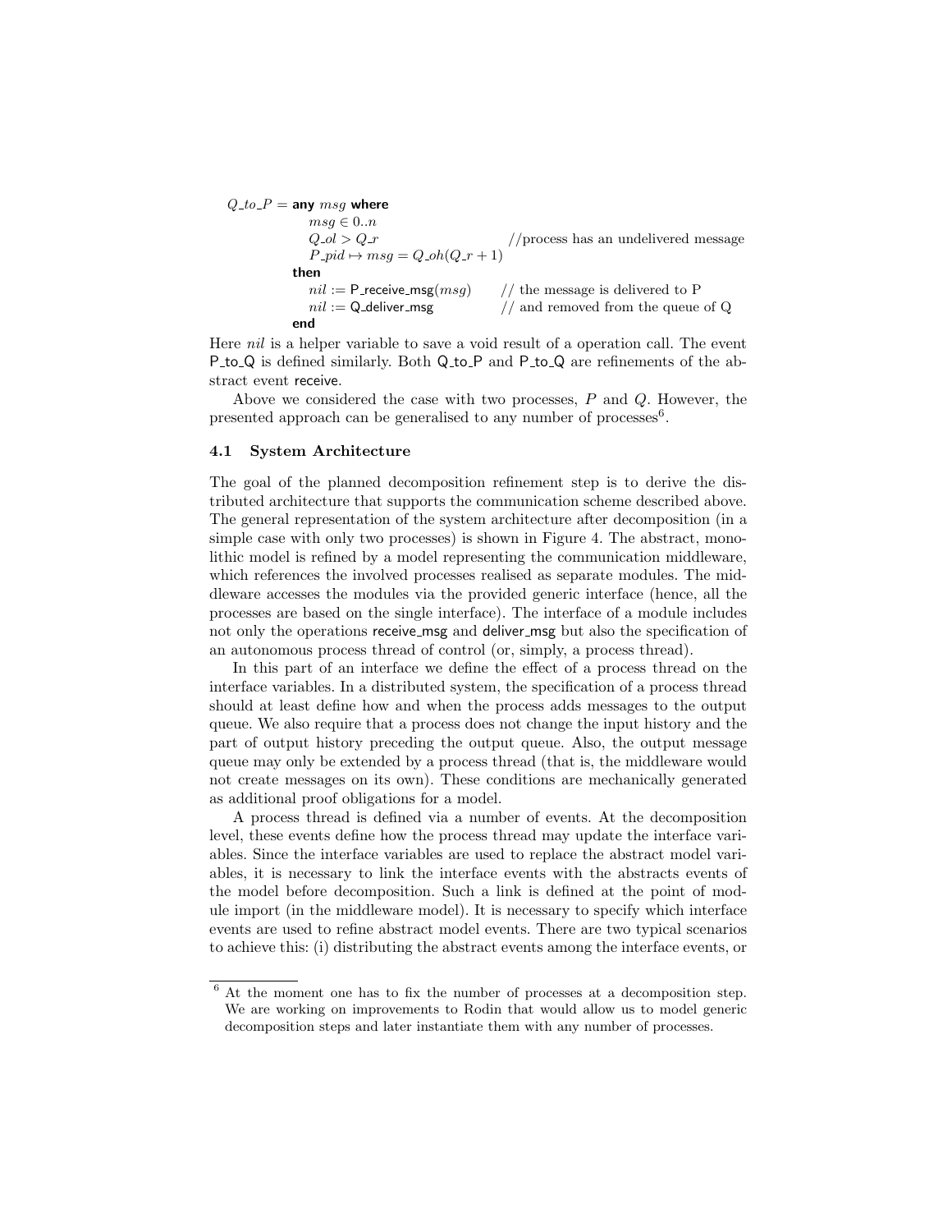```
Q_to_P = any msg where
            msg ∈ 0..n
            Q_ol > Q_r                        //process has an undelivered message
            P_pid ↦ msg = Q_oh(Q_r + 1)
         then
            nil := P_receive_msg(msg)      // the message is delivered to P
            nil := Q_deliver_msg           // and removed from the queue of Q
         end
```

Here *nil* is a helper variable to save a void result of a operation call. The event P_to_Q is defined similarly. Both Q_to_P and P_to_Q are refinements of the abstract event receive.

Above we considered the case with two processes, $P$ and $Q$. However, the presented approach can be generalised to any number of processes[6].

### 4.1 System Architecture

The goal of the planned decomposition refinement step is to derive the distributed architecture that supports the communication scheme described above. The general representation of the system architecture after decomposition (in a simple case with only two processes) is shown in Figure 4. The abstract, monolithic model is refined by a model representing the communication middleware, which references the involved processes realised as separate modules. The middleware accesses the modules via the provided generic interface (hence, all the processes are based on the single interface). The interface of a module includes not only the operations receive_msg and deliver_msg but also the specification of an autonomous process thread of control (or, simply, a process thread).

In this part of an interface we define the effect of a process thread on the interface variables. In a distributed system, the specification of a process thread should at least define how and when the process adds messages to the output queue. We also require that a process does not change the input history and the part of output history preceding the output queue. Also, the output message queue may only be extended by a process thread (that is, the middleware would not create messages on its own). These conditions are mechanically generated as additional proof obligations for a model.

A process thread is defined via a number of events. At the decomposition level, these events define how the process thread may update the interface variables. Since the interface variables are used to replace the abstract model variables, it is necessary to link the interface events with the abstracts events of the model before decomposition. Such a link is defined at the point of module import (in the middleware model). It is necessary to specify which interface events are used to refine abstract model events. There are two typical scenarios to achieve this: (i) distributing the abstract events among the interface events, or

[6] At the moment one has to fix the number of processes at a decomposition step. We are working on improvements to Rodin that would allow us to model generic decomposition steps and later instantiate them with any number of processes.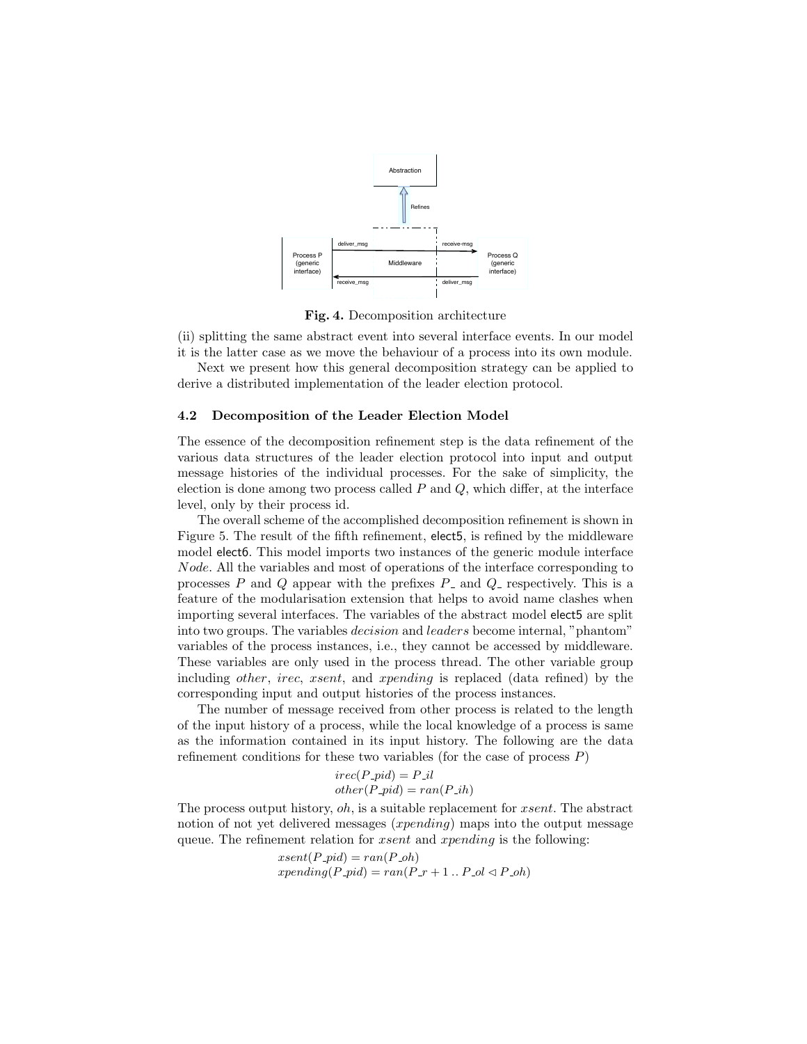Fig. 4. Decomposition architecture

(ii) splitting the same abstract event into several interface events. In our model it is the latter case as we move the behaviour of a process into its own module.

Next we present how this general decomposition strategy can be applied to derive a distributed implementation of the leader election protocol.

### 4.2 Decomposition of the Leader Election Model

The essence of the decomposition refinement step is the data refinement of the various data structures of the leader election protocol into input and output message histories of the individual processes. For the sake of simplicity, the election is done among two process called $P$ and $Q$, which differ, at the interface level, only by their process id.

The overall scheme of the accomplished decomposition refinement is shown in Figure 5. The result of the fifth refinement, elect5, is refined by the middleware model elect6. This model imports two instances of the generic module interface *Node*. All the variables and most of operations of the interface corresponding to processes $P$ and $Q$ appear with the prefixes $P\_$ and $Q\_$ respectively. This is a feature of the modularisation extension that helps to avoid name clashes when importing several interfaces. The variables of the abstract model elect5 are split into two groups. The variables *decision* and *leaders* become internal, "phantom" variables of the process instances, i.e., they cannot be accessed by middleware. These variables are only used in the process thread. The other variable group including *other*, *irec*, *xsent*, and *xpending* is replaced (data refined) by the corresponding input and output histories of the process instances.

The number of message received from other process is related to the length of the input history of a process, while the local knowledge of a process is same as the information contained in its input history. The following are the data refinement conditions for these two variables (for the case of process $P$)

$$irec(P\_pid) = P\_il$$
$$other(P\_pid) = ran(P\_ih)$$

The process output history, *oh*, is a suitable replacement for *xsent*. The abstract notion of not yet delivered messages (*xpending*) maps into the output message queue. The refinement relation for *xsent* and *xpending* is the following:

$$xsent(P\_pid) = ran(P\_oh)$$
$$xpending(P\_pid) = ran(P\_r + 1 \mathinner{..} P\_ol \lhd P\_oh)$$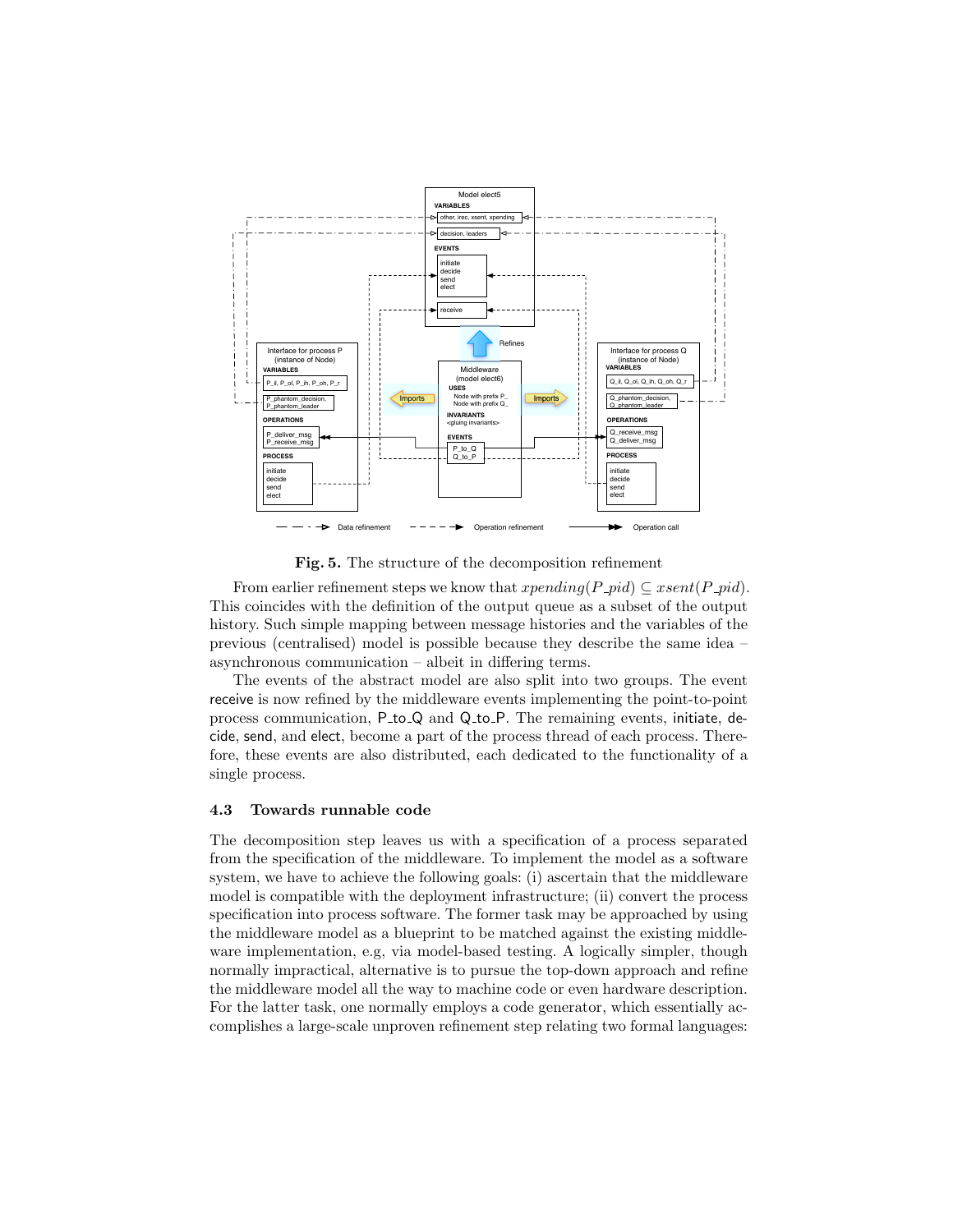**Fig. 5.** The structure of the decomposition refinement

From earlier refinement steps we know that $xpending(P\_pid) \subseteq xsent(P\_pid)$. This coincides with the definition of the output queue as a subset of the output history. Such simple mapping between message histories and the variables of the previous (centralised) model is possible because they describe the same idea – asynchronous communication – albeit in differing terms.

The events of the abstract model are also split into two groups. The event receive is now refined by the middleware events implementing the point-to-point process communication, P_to_Q and Q_to_P. The remaining events, initiate, decide, send, and elect, become a part of the process thread of each process. Therefore, these events are also distributed, each dedicated to the functionality of a single process.

### 4.3 Towards runnable code

The decomposition step leaves us with a specification of a process separated from the specification of the middleware. To implement the model as a software system, we have to achieve the following goals: (i) ascertain that the middleware model is compatible with the deployment infrastructure; (ii) convert the process specification into process software. The former task may be approached by using the middleware model as a blueprint to be matched against the existing middleware implementation, e.g, via model-based testing. A logically simpler, though normally impractical, alternative is to pursue the top-down approach and refine the middleware model all the way to machine code or even hardware description. For the latter task, one normally employs a code generator, which essentially accomplishes a large-scale unproven refinement step relating two formal languages: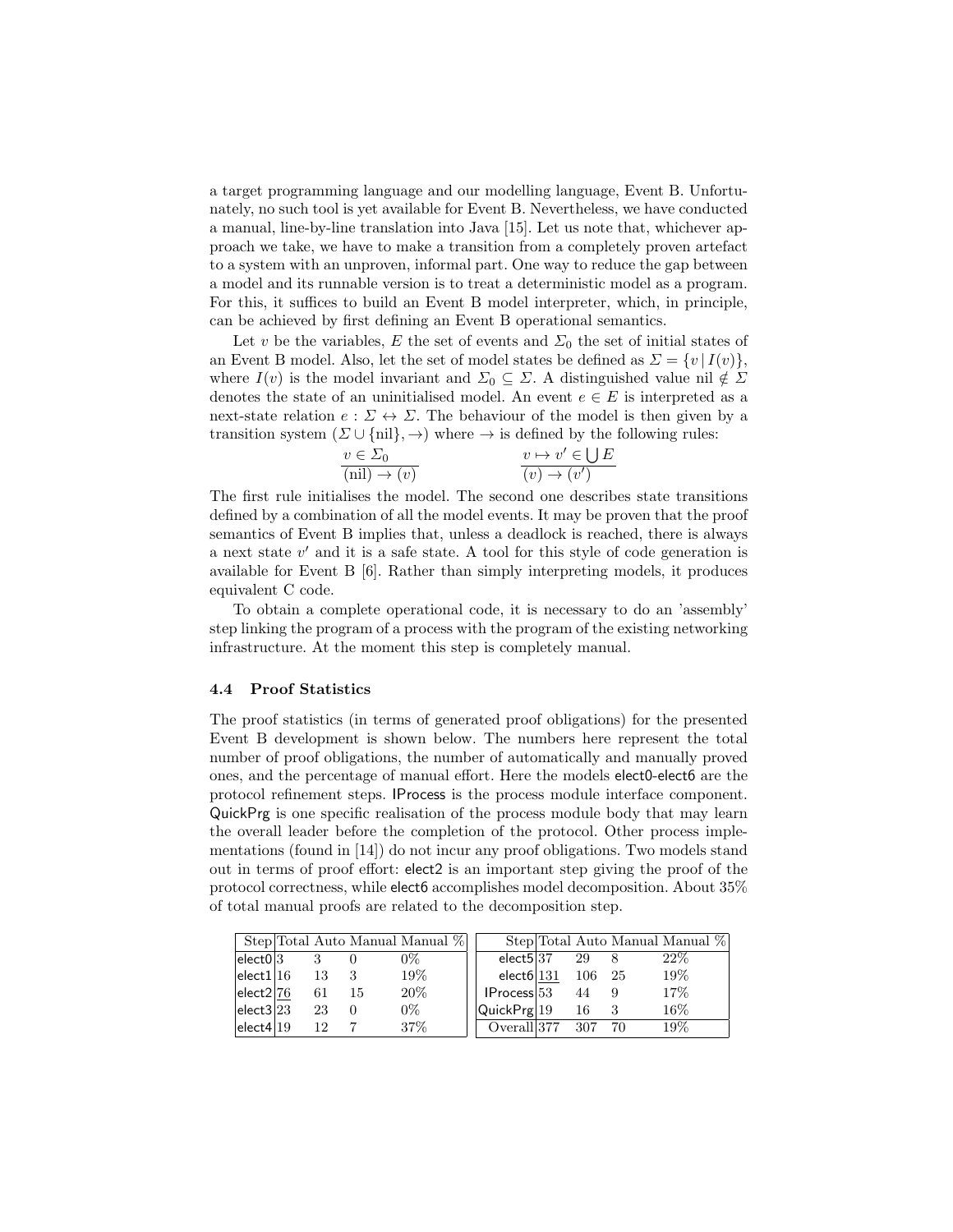a target programming language and our modelling language, Event B. Unfortunately, no such tool is yet available for Event B. Nevertheless, we have conducted a manual, line-by-line translation into Java [15]. Let us note that, whichever approach we take, we have to make a transition from a completely proven artefact to a system with an unproven, informal part. One way to reduce the gap between a model and its runnable version is to treat a deterministic model as a program. For this, it suffices to build an Event B model interpreter, which, in principle, can be achieved by first defining an Event B operational semantics.

Let $v$ be the variables, $E$ the set of events and $\Sigma_0$ the set of initial states of an Event B model. Also, let the set of model states be defined as $\Sigma = \{v \mid I(v)\}$, where $I(v)$ is the model invariant and $\Sigma_0 \subseteq \Sigma$. A distinguished value nil $\notin \Sigma$ denotes the state of an uninitialised model. An event $e \in E$ is interpreted as a next-state relation $e : \Sigma \leftrightarrow \Sigma$. The behaviour of the model is then given by a transition system $(\Sigma \cup \{\text{nil}\}, \rightarrow)$ where $\rightarrow$ is defined by the following rules:

$$\frac{v \in \Sigma_0}{(\text{nil}) \rightarrow (v)} \qquad\qquad \frac{v \mapsto v' \in \bigcup E}{(v) \rightarrow (v')}$$

The first rule initialises the model. The second one describes state transitions defined by a combination of all the model events. It may be proven that the proof semantics of Event B implies that, unless a deadlock is reached, there is always a next state $v'$ and it is a safe state. A tool for this style of code generation is available for Event B [6]. Rather than simply interpreting models, it produces equivalent C code.

To obtain a complete operational code, it is necessary to do an 'assembly' step linking the program of a process with the program of the existing networking infrastructure. At the moment this step is completely manual.

### 4.4 Proof Statistics

The proof statistics (in terms of generated proof obligations) for the presented Event B development is shown below. The numbers here represent the total number of proof obligations, the number of automatically and manually proved ones, and the percentage of manual effort. Here the models elect0-elect6 are the protocol refinement steps. IProcess is the process module interface component. QuickPrg is one specific realisation of the process module body that may learn the overall leader before the completion of the protocol. Other process implementations (found in [14]) do not incur any proof obligations. Two models stand out in terms of proof effort: elect2 is an important step giving the proof of the protocol correctness, while elect6 accomplishes model decomposition. About 35% of total manual proofs are related to the decomposition step.

| Step | Total | Auto | Manual | Manual % |
|---|---|---|---|---|
| elect0 | 3 | 3 | 0 | 0% |
| elect1 | 16 | 13 | 3 | 19% |
| elect2 | 76 | 61 | 15 | 20% |
| elect3 | 23 | 23 | 0 | 0% |
| elect4 | 19 | 12 | 7 | 37% |

| Step | Total | Auto | Manual | Manual % |
|---|---|---|---|---|
| elect5 | 37 | 29 | 8 | 22% |
| elect6 | 131 | 106 | 25 | 19% |
| IProcess | 53 | 44 | 9 | 17% |
| QuickPrg | 19 | 16 | 3 | 16% |
| Overall | 377 | 307 | 70 | 19% |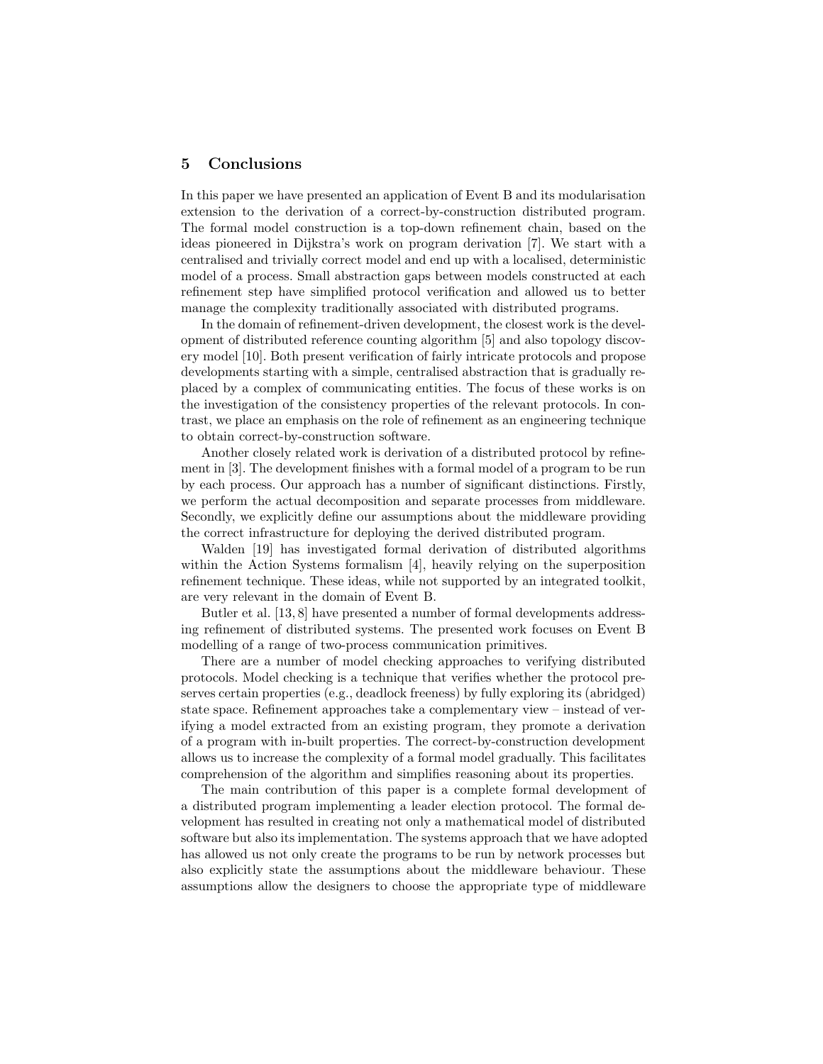## 5 Conclusions

In this paper we have presented an application of Event B and its modularisation extension to the derivation of a correct-by-construction distributed program. The formal model construction is a top-down refinement chain, based on the ideas pioneered in Dijkstra's work on program derivation [7]. We start with a centralised and trivially correct model and end up with a localised, deterministic model of a process. Small abstraction gaps between models constructed at each refinement step have simplified protocol verification and allowed us to better manage the complexity traditionally associated with distributed programs.

In the domain of refinement-driven development, the closest work is the development of distributed reference counting algorithm [5] and also topology discovery model [10]. Both present verification of fairly intricate protocols and propose developments starting with a simple, centralised abstraction that is gradually replaced by a complex of communicating entities. The focus of these works is on the investigation of the consistency properties of the relevant protocols. In contrast, we place an emphasis on the role of refinement as an engineering technique to obtain correct-by-construction software.

Another closely related work is derivation of a distributed protocol by refinement in [3]. The development finishes with a formal model of a program to be run by each process. Our approach has a number of significant distinctions. Firstly, we perform the actual decomposition and separate processes from middleware. Secondly, we explicitly define our assumptions about the middleware providing the correct infrastructure for deploying the derived distributed program.

Walden [19] has investigated formal derivation of distributed algorithms within the Action Systems formalism [4], heavily relying on the superposition refinement technique. These ideas, while not supported by an integrated toolkit, are very relevant in the domain of Event B.

Butler et al. [13, 8] have presented a number of formal developments addressing refinement of distributed systems. The presented work focuses on Event B modelling of a range of two-process communication primitives.

There are a number of model checking approaches to verifying distributed protocols. Model checking is a technique that verifies whether the protocol preserves certain properties (e.g., deadlock freeness) by fully exploring its (abridged) state space. Refinement approaches take a complementary view – instead of verifying a model extracted from an existing program, they promote a derivation of a program with in-built properties. The correct-by-construction development allows us to increase the complexity of a formal model gradually. This facilitates comprehension of the algorithm and simplifies reasoning about its properties.

The main contribution of this paper is a complete formal development of a distributed program implementing a leader election protocol. The formal development has resulted in creating not only a mathematical model of distributed software but also its implementation. The systems approach that we have adopted has allowed us not only create the programs to be run by network processes but also explicitly state the assumptions about the middleware behaviour. These assumptions allow the designers to choose the appropriate type of middleware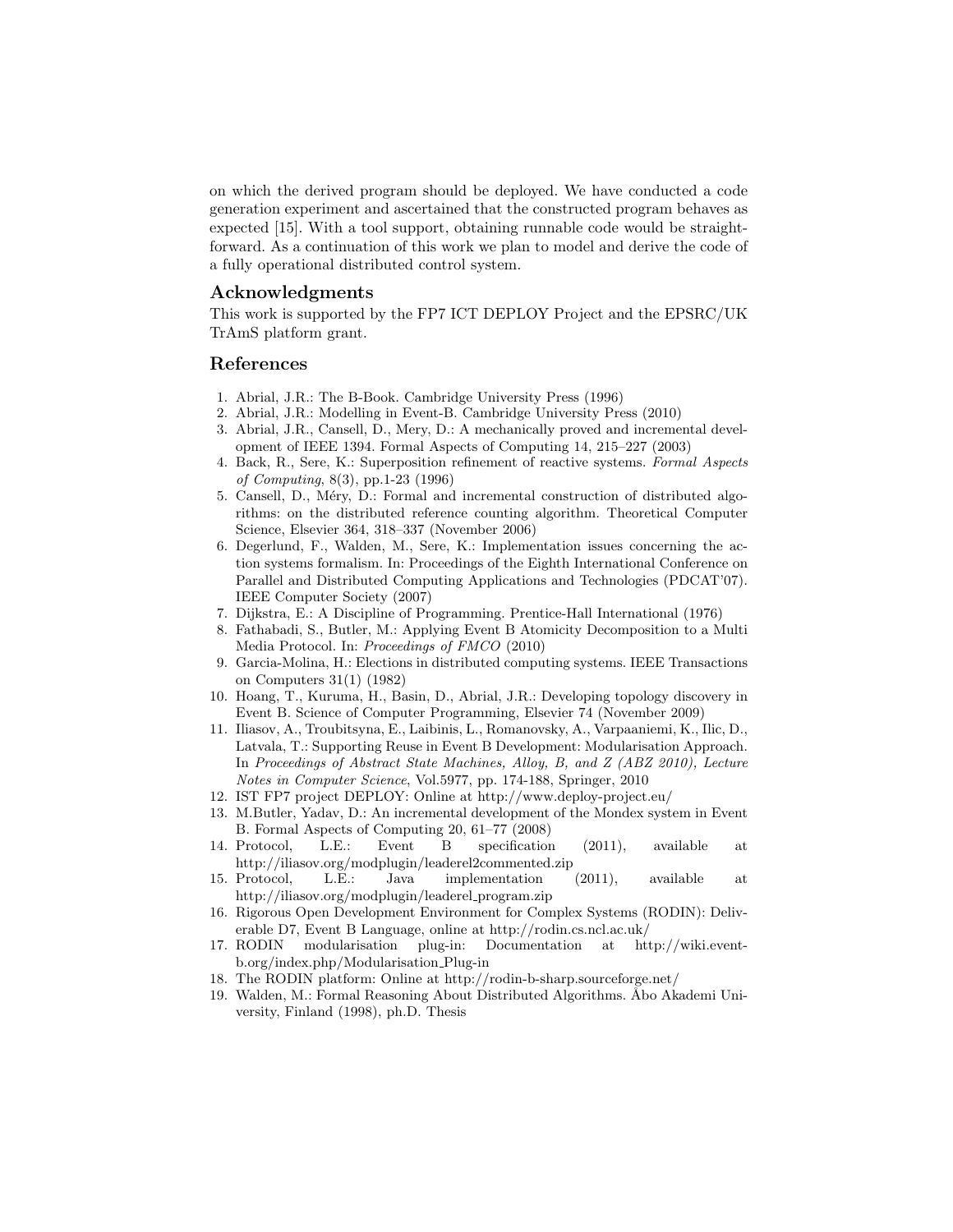on which the derived program should be deployed. We have conducted a code generation experiment and ascertained that the constructed program behaves as expected [15]. With a tool support, obtaining runnable code would be straightforward. As a continuation of this work we plan to model and derive the code of a fully operational distributed control system.

## Acknowledgments

This work is supported by the FP7 ICT DEPLOY Project and the EPSRC/UK TrAmS platform grant.

## References

1. Abrial, J.R.: The B-Book. Cambridge University Press (1996)
2. Abrial, J.R.: Modelling in Event-B. Cambridge University Press (2010)
3. Abrial, J.R., Cansell, D., Mery, D.: A mechanically proved and incremental development of IEEE 1394. Formal Aspects of Computing 14, 215–227 (2003)
4. Back, R., Sere, K.: Superposition refinement of reactive systems. *Formal Aspects of Computing*, 8(3), pp.1-23 (1996)
5. Cansell, D., Méry, D.: Formal and incremental construction of distributed algorithms: on the distributed reference counting algorithm. Theoretical Computer Science, Elsevier 364, 318–337 (November 2006)
6. Degerlund, F., Walden, M., Sere, K.: Implementation issues concerning the action systems formalism. In: Proceedings of the Eighth International Conference on Parallel and Distributed Computing Applications and Technologies (PDCAT'07). IEEE Computer Society (2007)
7. Dijkstra, E.: A Discipline of Programming. Prentice-Hall International (1976)
8. Fathabadi, S., Butler, M.: Applying Event B Atomicity Decomposition to a Multi Media Protocol. In: *Proceedings of FMCO* (2010)
9. Garcia-Molina, H.: Elections in distributed computing systems. IEEE Transactions on Computers 31(1) (1982)
10. Hoang, T., Kuruma, H., Basin, D., Abrial, J.R.: Developing topology discovery in Event B. Science of Computer Programming, Elsevier 74 (November 2009)
11. Iliasov, A., Troubitsyna, E., Laibinis, L., Romanovsky, A., Varpaaniemi, K., Ilic, D., Latvala, T.: Supporting Reuse in Event B Development: Modularisation Approach. In *Proceedings of Abstract State Machines, Alloy, B, and Z (ABZ 2010), Lecture Notes in Computer Science*, Vol.5977, pp. 174-188, Springer, 2010
12. IST FP7 project DEPLOY: Online at http://www.deploy-project.eu/
13. M.Butler, Yadav, D.: An incremental development of the Mondex system in Event B. Formal Aspects of Computing 20, 61–77 (2008)
14. Protocol, L.E.: Event B specification (2011), available at http://iliasov.org/modplugin/leaderel2commented.zip
15. Protocol, L.E.: Java implementation (2011), available at http://iliasov.org/modplugin/leaderel_program.zip
16. Rigorous Open Development Environment for Complex Systems (RODIN): Deliverable D7, Event B Language, online at http://rodin.cs.ncl.ac.uk/
17. RODIN modularisation plug-in: Documentation at http://wiki.event-b.org/index.php/Modularisation_Plug-in
18. The RODIN platform: Online at http://rodin-b-sharp.sourceforge.net/
19. Walden, M.: Formal Reasoning About Distributed Algorithms. Åbo Akademi University, Finland (1998), ph.D. Thesis